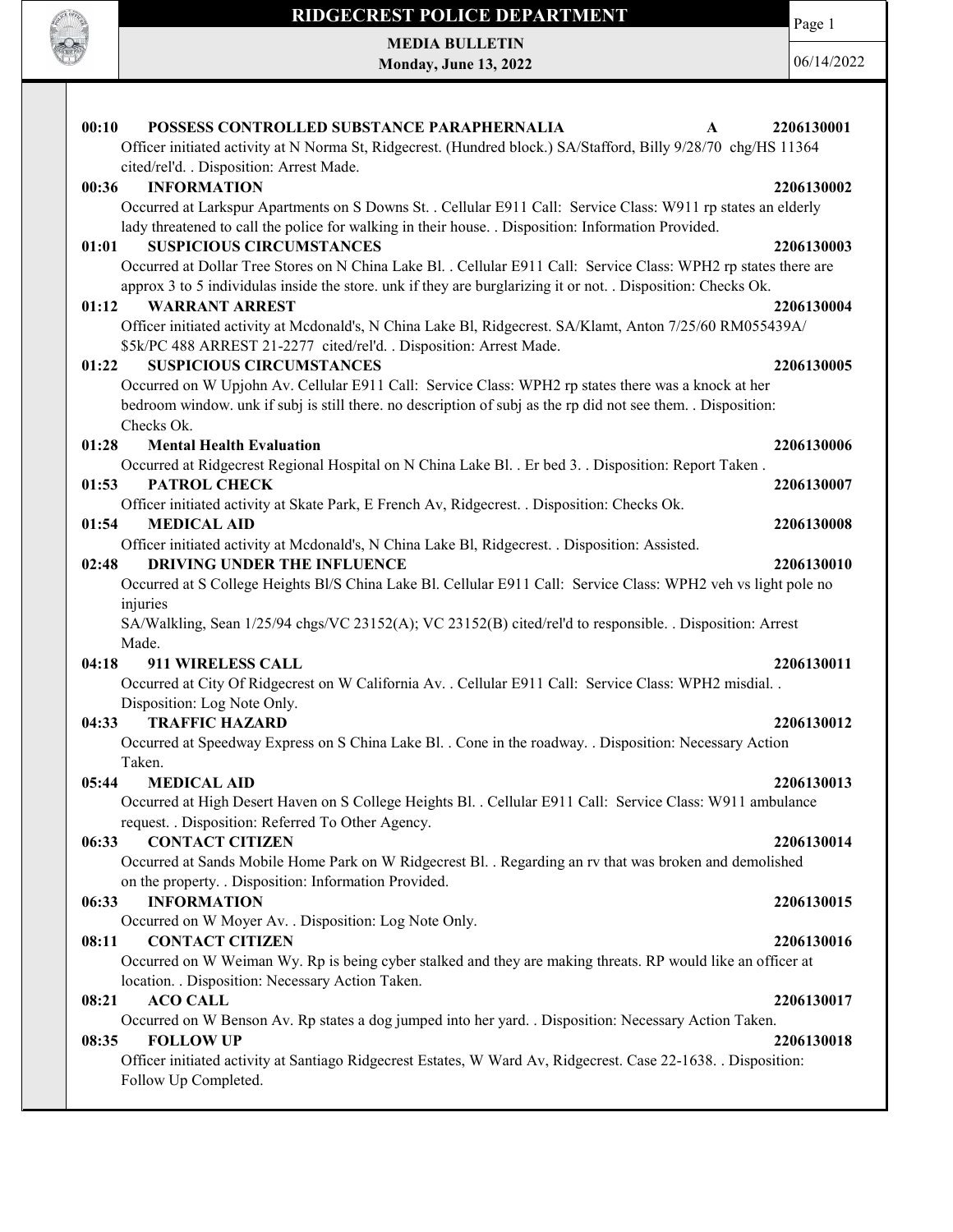# RIDGECREST POLICE DEPARTMENT

**MEDIA BULLETIN**
**Monday, June 13, 2022**

06/14/2022

**00:10 POSSESS CONTROLLED SUBSTANCE PARAPHERNALIA A 2206130001**
Officer initiated activity at N Norma St, Ridgecrest. (Hundred block.) SA/Stafford, Billy 9/28/70 chg/HS 11364 cited/rel'd. . Disposition: Arrest Made.

**00:36 INFORMATION 2206130002**
Occurred at Larkspur Apartments on S Downs St. . Cellular E911 Call: Service Class: W911 rp states an elderly lady threatened to call the police for walking in their house. . Disposition: Information Provided.

**01:01 SUSPICIOUS CIRCUMSTANCES 2206130003**
Occurred at Dollar Tree Stores on N China Lake Bl. . Cellular E911 Call: Service Class: WPH2 rp states there are approx 3 to 5 individulas inside the store. unk if they are burglarizing it or not. . Disposition: Checks Ok.

**01:12 WARRANT ARREST 2206130004**
Officer initiated activity at Mcdonald's, N China Lake Bl, Ridgecrest. SA/Klamt, Anton 7/25/60 RM055439A/ $5k/PC 488 ARREST 21-2277 cited/rel'd. . Disposition: Arrest Made.

**01:22 SUSPICIOUS CIRCUMSTANCES 2206130005**
Occurred on W Upjohn Av. Cellular E911 Call: Service Class: WPH2 rp states there was a knock at her bedroom window. unk if subj is still there. no description of subj as the rp did not see them. . Disposition: Checks Ok.

**01:28 Mental Health Evaluation 2206130006**
Occurred at Ridgecrest Regional Hospital on N China Lake Bl. . Er bed 3. . Disposition: Report Taken .

**01:53 PATROL CHECK 2206130007**
Officer initiated activity at Skate Park, E French Av, Ridgecrest. . Disposition: Checks Ok.

**01:54 MEDICAL AID 2206130008**
Officer initiated activity at Mcdonald's, N China Lake Bl, Ridgecrest. . Disposition: Assisted.

**02:48 DRIVING UNDER THE INFLUENCE 2206130010**
Occurred at S College Heights Bl/S China Lake Bl. Cellular E911 Call: Service Class: WPH2 veh vs light pole no injuries
SA/Walkling, Sean 1/25/94 chgs/VC 23152(A); VC 23152(B) cited/rel'd to responsible. . Disposition: Arrest Made.

**04:18 911 WIRELESS CALL 2206130011**
Occurred at City Of Ridgecrest on W California Av. . Cellular E911 Call: Service Class: WPH2 misdial. . Disposition: Log Note Only.

**04:33 TRAFFIC HAZARD 2206130012**
Occurred at Speedway Express on S China Lake Bl. . Cone in the roadway. . Disposition: Necessary Action Taken.

**05:44 MEDICAL AID 2206130013**
Occurred at High Desert Haven on S College Heights Bl. . Cellular E911 Call: Service Class: W911 ambulance request. . Disposition: Referred To Other Agency.

**06:33 CONTACT CITIZEN 2206130014**
Occurred at Sands Mobile Home Park on W Ridgecrest Bl. . Regarding an rv that was broken and demolished on the property. . Disposition: Information Provided.

**06:33 INFORMATION 2206130015**
Occurred on W Moyer Av. . Disposition: Log Note Only.

**08:11 CONTACT CITIZEN 2206130016**
Occurred on W Weiman Wy. Rp is being cyber stalked and they are making threats. RP would like an officer at location. . Disposition: Necessary Action Taken.

**08:21 ACO CALL 2206130017**
Occurred on W Benson Av. Rp states a dog jumped into her yard. . Disposition: Necessary Action Taken.

**08:35 FOLLOW UP 2206130018**
Officer initiated activity at Santiago Ridgecrest Estates, W Ward Av, Ridgecrest. Case 22-1638. . Disposition: Follow Up Completed.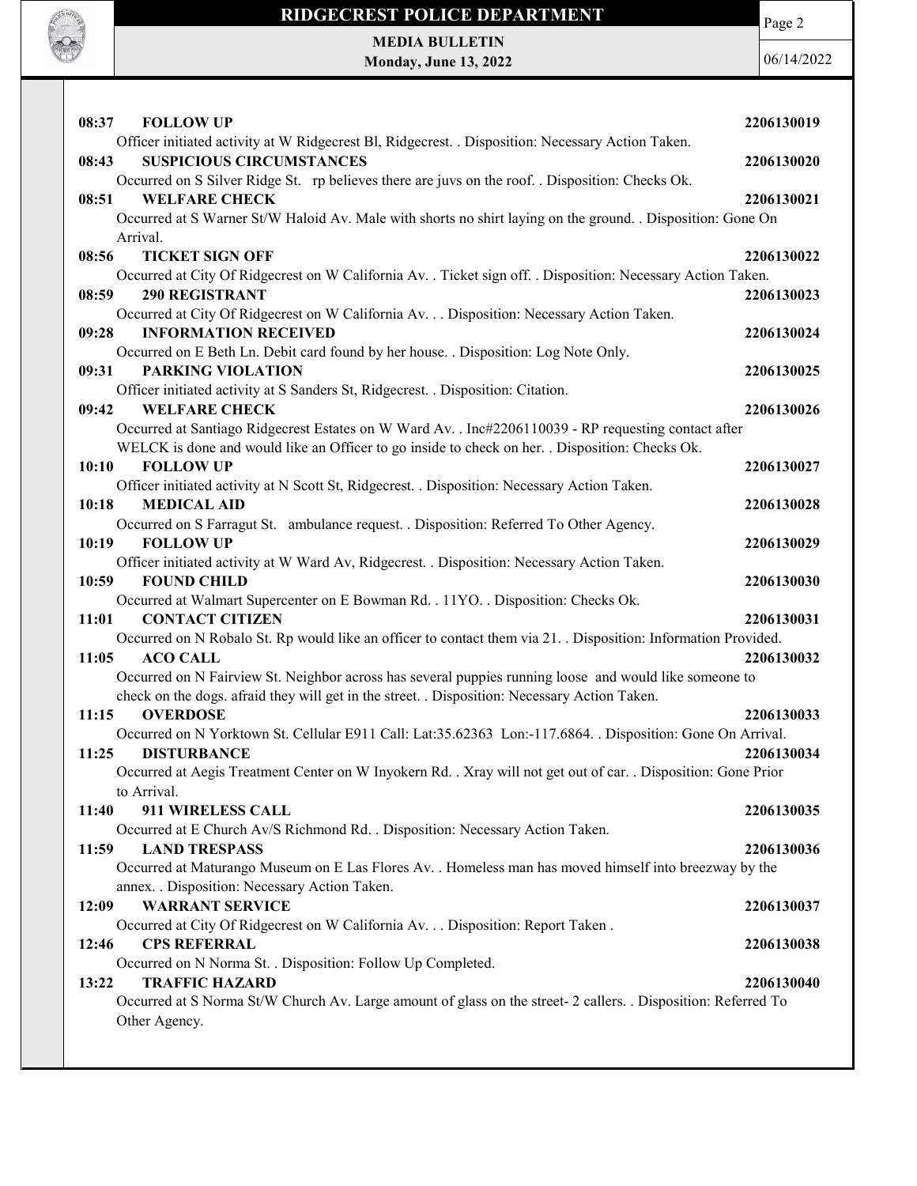**08:37 FOLLOW UP** **2206130019**

Officer initiated activity at W Ridgecrest Bl, Ridgecrest. . Disposition: Necessary Action Taken.

**08:43 SUSPICIOUS CIRCUMSTANCES** **2206130020**

Occurred on S Silver Ridge St. rp believes there are juvs on the roof. . Disposition: Checks Ok.

**08:51 WELFARE CHECK** **2206130021**

Occurred at S Warner St/W Haloid Av. Male with shorts no shirt laying on the ground. . Disposition: Gone On Arrival.

**08:56 TICKET SIGN OFF** **2206130022**

Occurred at City Of Ridgecrest on W California Av. . Ticket sign off. . Disposition: Necessary Action Taken.

**08:59 290 REGISTRANT** **2206130023**

Occurred at City Of Ridgecrest on W California Av. . . Disposition: Necessary Action Taken.

**09:28 INFORMATION RECEIVED** **2206130024**

Occurred on E Beth Ln. Debit card found by her house. . Disposition: Log Note Only.

**09:31 PARKING VIOLATION** **2206130025**

Officer initiated activity at S Sanders St, Ridgecrest. . Disposition: Citation.

**09:42 WELFARE CHECK** **2206130026**

Occurred at Santiago Ridgecrest Estates on W Ward Av. . Inc#2206110039 - RP requesting contact after WELCK is done and would like an Officer to go inside to check on her. . Disposition: Checks Ok.

**10:10 FOLLOW UP** **2206130027**

Officer initiated activity at N Scott St, Ridgecrest. . Disposition: Necessary Action Taken.

**10:18 MEDICAL AID** **2206130028**

Occurred on S Farragut St. ambulance request. . Disposition: Referred To Other Agency.

**10:19 FOLLOW UP** **2206130029**

Officer initiated activity at W Ward Av, Ridgecrest. . Disposition: Necessary Action Taken.

**10:59 FOUND CHILD** **2206130030**

Occurred at Walmart Supercenter on E Bowman Rd. . 11YO. . Disposition: Checks Ok.

**11:01 CONTACT CITIZEN** **2206130031**

Occurred on N Robalo St. Rp would like an officer to contact them via 21. . Disposition: Information Provided.

**11:05 ACO CALL** **2206130032**

Occurred on N Fairview St. Neighbor across has several puppies running loose and would like someone to check on the dogs. afraid they will get in the street. . Disposition: Necessary Action Taken.

**11:15 OVERDOSE** **2206130033**

Occurred on N Yorktown St. Cellular E911 Call: Lat:35.62363 Lon:-117.6864. . Disposition: Gone On Arrival.

**11:25 DISTURBANCE** **2206130034**

Occurred at Aegis Treatment Center on W Inyokern Rd. . Xray will not get out of car. . Disposition: Gone Prior to Arrival.

**11:40 911 WIRELESS CALL** **2206130035**

Occurred at E Church Av/S Richmond Rd. . Disposition: Necessary Action Taken.

**11:59 LAND TRESPASS** **2206130036**

Occurred at Maturango Museum on E Las Flores Av. . Homeless man has moved himself into breezway by the annex. . Disposition: Necessary Action Taken.

**12:09 WARRANT SERVICE** **2206130037**

Occurred at City Of Ridgecrest on W California Av. . . Disposition: Report Taken .

**12:46 CPS REFERRAL** **2206130038**

Occurred on N Norma St. . Disposition: Follow Up Completed.

**13:22 TRAFFIC HAZARD** **2206130040**

Occurred at S Norma St/W Church Av. Large amount of glass on the street- 2 callers. . Disposition: Referred To Other Agency.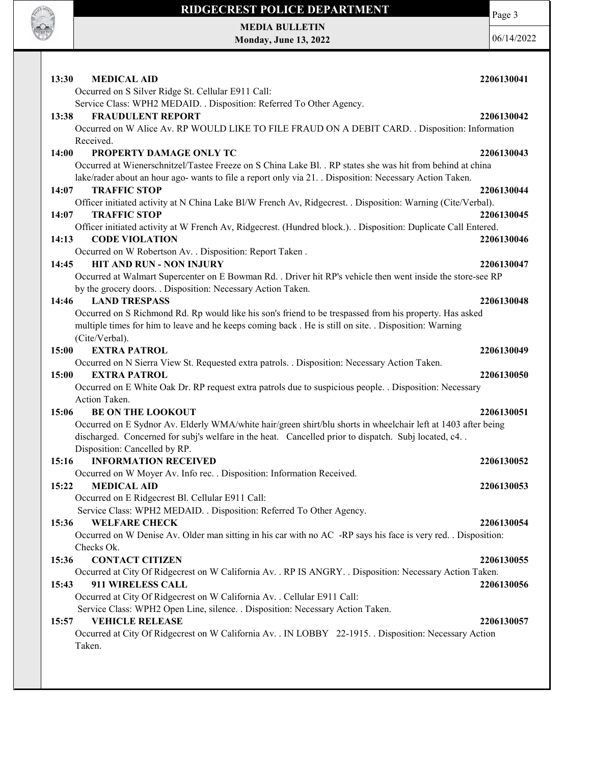**13:30 MEDICAL AID 2206130041**

Occurred on S Silver Ridge St. Cellular E911 Call:
Service Class: WPH2 MEDAID. . Disposition: Referred To Other Agency.

**13:38 FRAUDULENT REPORT 2206130042**

Occurred on W Alice Av. RP WOULD LIKE TO FILE FRAUD ON A DEBIT CARD. . Disposition: Information Received.

**14:00 PROPERTY DAMAGE ONLY TC 2206130043**

Occurred at Wienerschnitzel/Tastee Freeze on S China Lake Bl. . RP states she was hit from behind at china lake/rader about an hour ago- wants to file a report only via 21. . Disposition: Necessary Action Taken.

**14:07 TRAFFIC STOP 2206130044**

Officer initiated activity at N China Lake Bl/W French Av, Ridgecrest. . Disposition: Warning (Cite/Verbal).

**14:07 TRAFFIC STOP 2206130045**

Officer initiated activity at W French Av, Ridgecrest. (Hundred block.). . Disposition: Duplicate Call Entered.

**14:13 CODE VIOLATION 2206130046**

Occurred on W Robertson Av. . Disposition: Report Taken .

**14:45 HIT AND RUN - NON INJURY 2206130047**

Occurred at Walmart Supercenter on E Bowman Rd. . Driver hit RP's vehicle then went inside the store-see RP by the grocery doors. . Disposition: Necessary Action Taken.

**14:46 LAND TRESPASS 2206130048**

Occurred on S Richmond Rd. Rp would like his son's friend to be trespassed from his property. Has asked multiple times for him to leave and he keeps coming back . He is still on site. . Disposition: Warning (Cite/Verbal).

**15:00 EXTRA PATROL 2206130049**

Occurred on N Sierra View St. Requested extra patrols. . Disposition: Necessary Action Taken.

**15:00 EXTRA PATROL 2206130050**

Occurred on E White Oak Dr. RP request extra patrols due to suspicious people. . Disposition: Necessary Action Taken.

**15:06 BE ON THE LOOKOUT 2206130051**

Occurred on E Sydnor Av. Elderly WMA/white hair/green shirt/blu shorts in wheelchair left at 1403 after being discharged. Concerned for subj's welfare in the heat. Cancelled prior to dispatch. Subj located, c4. . Disposition: Cancelled by RP.

**15:16 INFORMATION RECEIVED 2206130052**

Occurred on W Moyer Av. Info rec. . Disposition: Information Received.

**15:22 MEDICAL AID 2206130053**

Occurred on E Ridgecrest Bl. Cellular E911 Call:
Service Class: WPH2 MEDAID. . Disposition: Referred To Other Agency.

**15:36 WELFARE CHECK 2206130054**

Occurred on W Denise Av. Older man sitting in his car with no AC -RP says his face is very red. . Disposition: Checks Ok.

**15:36 CONTACT CITIZEN 2206130055**

Occurred at City Of Ridgecrest on W California Av. . RP IS ANGRY. . Disposition: Necessary Action Taken.

**15:43 911 WIRELESS CALL 2206130056**

Occurred at City Of Ridgecrest on W California Av. . Cellular E911 Call:
Service Class: WPH2 Open Line, silence. . Disposition: Necessary Action Taken.

**15:57 VEHICLE RELEASE 2206130057**

Occurred at City Of Ridgecrest on W California Av. . IN LOBBY 22-1915. . Disposition: Necessary Action Taken.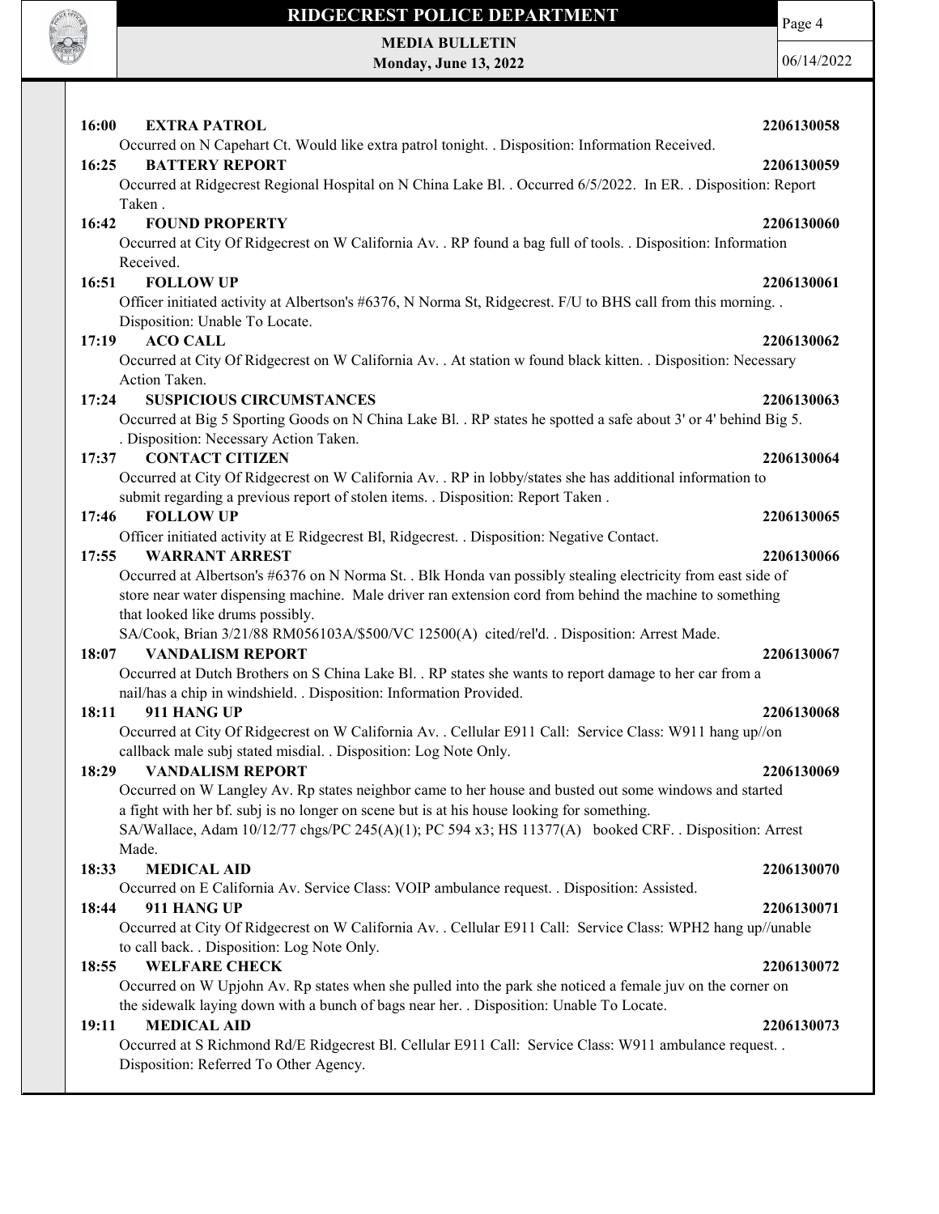**16:00 EXTRA PATROL 2206130058**

Occurred on N Capehart Ct. Would like extra patrol tonight. . Disposition: Information Received.

**16:25 BATTERY REPORT 2206130059**

Occurred at Ridgecrest Regional Hospital on N China Lake Bl. . Occurred 6/5/2022. In ER. . Disposition: Report Taken .

**16:42 FOUND PROPERTY 2206130060**

Occurred at City Of Ridgecrest on W California Av. . RP found a bag full of tools. . Disposition: Information Received.

**16:51 FOLLOW UP 2206130061**

Officer initiated activity at Albertson's #6376, N Norma St, Ridgecrest. F/U to BHS call from this morning. . Disposition: Unable To Locate.

**17:19 ACO CALL 2206130062**

Occurred at City Of Ridgecrest on W California Av. . At station w found black kitten. . Disposition: Necessary Action Taken.

**17:24 SUSPICIOUS CIRCUMSTANCES 2206130063**

Occurred at Big 5 Sporting Goods on N China Lake Bl. . RP states he spotted a safe about 3' or 4' behind Big 5. . Disposition: Necessary Action Taken.

**17:37 CONTACT CITIZEN 2206130064**

Occurred at City Of Ridgecrest on W California Av. . RP in lobby/states she has additional information to submit regarding a previous report of stolen items. . Disposition: Report Taken .

**17:46 FOLLOW UP 2206130065**

Officer initiated activity at E Ridgecrest Bl, Ridgecrest. . Disposition: Negative Contact.

**17:55 WARRANT ARREST 2206130066**

Occurred at Albertson's #6376 on N Norma St. . Blk Honda van possibly stealing electricity from east side of store near water dispensing machine. Male driver ran extension cord from behind the machine to something that looked like drums possibly.

SA/Cook, Brian 3/21/88 RM056103A/$500/VC 12500(A) cited/rel'd. . Disposition: Arrest Made.

**18:07 VANDALISM REPORT 2206130067**

Occurred at Dutch Brothers on S China Lake Bl. . RP states she wants to report damage to her car from a nail/has a chip in windshield. . Disposition: Information Provided.

**18:11 911 HANG UP 2206130068**

Occurred at City Of Ridgecrest on W California Av. . Cellular E911 Call: Service Class: W911 hang up//on callback male subj stated misdial. . Disposition: Log Note Only.

**18:29 VANDALISM REPORT 2206130069**

Occurred on W Langley Av. Rp states neighbor came to her house and busted out some windows and started a fight with her bf. subj is no longer on scene but is at his house looking for something.

SA/Wallace, Adam 10/12/77 chgs/PC 245(A)(1); PC 594 x3; HS 11377(A) booked CRF. . Disposition: Arrest Made.

**18:33 MEDICAL AID 2206130070**

Occurred on E California Av. Service Class: VOIP ambulance request. . Disposition: Assisted.

**18:44 911 HANG UP 2206130071**

Occurred at City Of Ridgecrest on W California Av. . Cellular E911 Call: Service Class: WPH2 hang up//unable to call back. . Disposition: Log Note Only.

**18:55 WELFARE CHECK 2206130072**

Occurred on W Upjohn Av. Rp states when she pulled into the park she noticed a female juv on the corner on the sidewalk laying down with a bunch of bags near her. . Disposition: Unable To Locate.

**19:11 MEDICAL AID 2206130073**

Occurred at S Richmond Rd/E Ridgecrest Bl. Cellular E911 Call: Service Class: W911 ambulance request. . Disposition: Referred To Other Agency.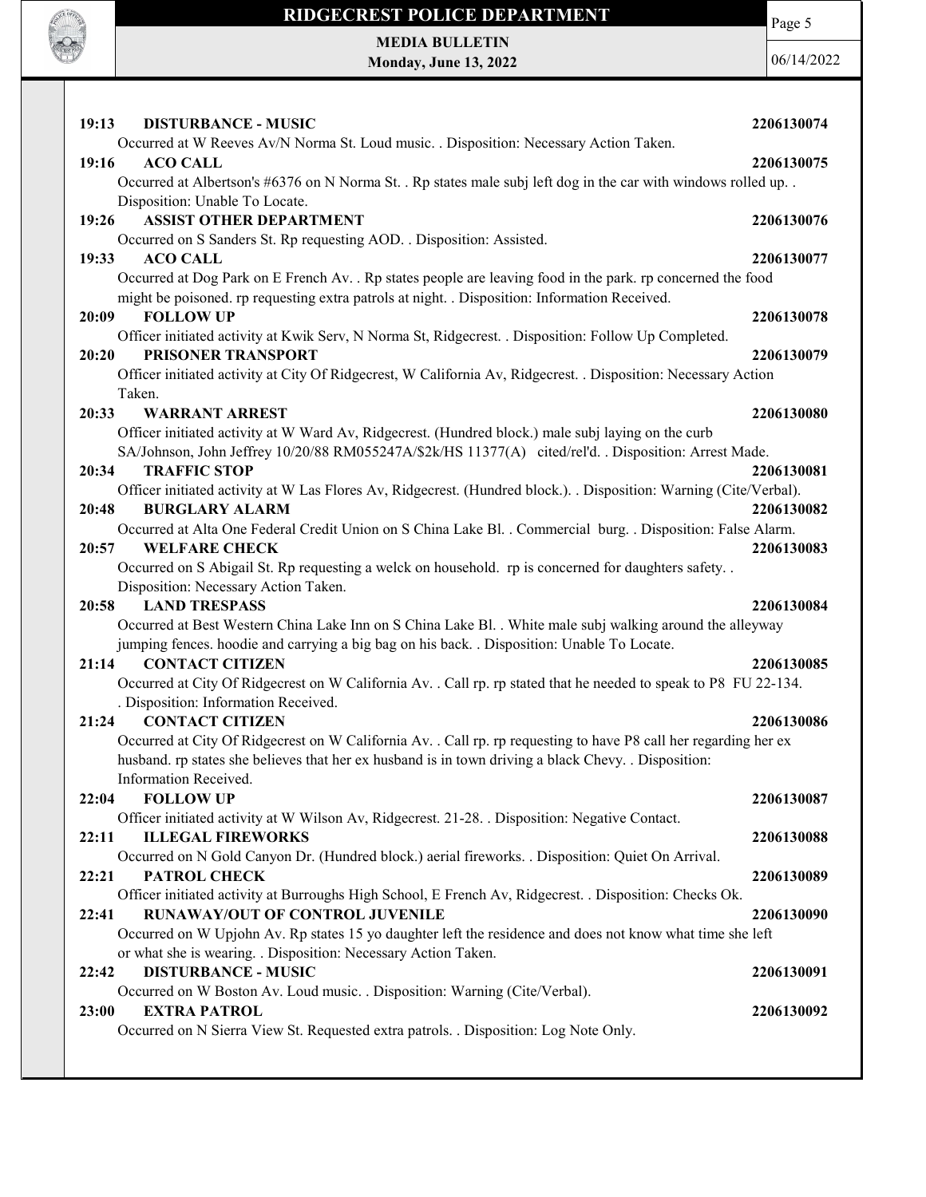**19:13 DISTURBANCE - MUSIC** 2206130074

Occurred at W Reeves Av/N Norma St. Loud music. . Disposition: Necessary Action Taken.

**19:16 ACO CALL** 2206130075

Occurred at Albertson's #6376 on N Norma St. . Rp states male subj left dog in the car with windows rolled up. . Disposition: Unable To Locate.

**19:26 ASSIST OTHER DEPARTMENT** 2206130076

Occurred on S Sanders St. Rp requesting AOD. . Disposition: Assisted.

**19:33 ACO CALL** 2206130077

Occurred at Dog Park on E French Av. . Rp states people are leaving food in the park. rp concerned the food might be poisoned. rp requesting extra patrols at night. . Disposition: Information Received.

**20:09 FOLLOW UP** 2206130078

Officer initiated activity at Kwik Serv, N Norma St, Ridgecrest. . Disposition: Follow Up Completed.

**20:20 PRISONER TRANSPORT** 2206130079

Officer initiated activity at City Of Ridgecrest, W California Av, Ridgecrest. . Disposition: Necessary Action Taken.

**20:33 WARRANT ARREST** 2206130080

Officer initiated activity at W Ward Av, Ridgecrest. (Hundred block.) male subj laying on the curb SA/Johnson, John Jeffrey 10/20/88 RM055247A/$2k/HS 11377(A) cited/rel'd. . Disposition: Arrest Made.

**20:34 TRAFFIC STOP** 2206130081

Officer initiated activity at W Las Flores Av, Ridgecrest. (Hundred block.). . Disposition: Warning (Cite/Verbal).

**20:48 BURGLARY ALARM** 2206130082

Occurred at Alta One Federal Credit Union on S China Lake Bl. . Commercial burg. . Disposition: False Alarm.

**20:57 WELFARE CHECK** 2206130083

Occurred on S Abigail St. Rp requesting a welck on household. rp is concerned for daughters safety. . Disposition: Necessary Action Taken.

**20:58 LAND TRESPASS** 2206130084

Occurred at Best Western China Lake Inn on S China Lake Bl. . White male subj walking around the alleyway jumping fences. hoodie and carrying a big bag on his back. . Disposition: Unable To Locate.

**21:14 CONTACT CITIZEN** 2206130085

Occurred at City Of Ridgecrest on W California Av. . Call rp. rp stated that he needed to speak to P8 FU 22-134. . Disposition: Information Received.

**21:24 CONTACT CITIZEN** 2206130086

Occurred at City Of Ridgecrest on W California Av. . Call rp. rp requesting to have P8 call her regarding her ex husband. rp states she believes that her ex husband is in town driving a black Chevy. . Disposition: Information Received.

**22:04 FOLLOW UP** 2206130087

Officer initiated activity at W Wilson Av, Ridgecrest. 21-28. . Disposition: Negative Contact.

**22:11 ILLEGAL FIREWORKS** 2206130088

Occurred on N Gold Canyon Dr. (Hundred block.) aerial fireworks. . Disposition: Quiet On Arrival.

**22:21 PATROL CHECK** 2206130089

Officer initiated activity at Burroughs High School, E French Av, Ridgecrest. . Disposition: Checks Ok.

**22:41 RUNAWAY/OUT OF CONTROL JUVENILE** 2206130090

Occurred on W Upjohn Av. Rp states 15 yo daughter left the residence and does not know what time she left or what she is wearing. . Disposition: Necessary Action Taken.

**22:42 DISTURBANCE - MUSIC** 2206130091

Occurred on W Boston Av. Loud music. . Disposition: Warning (Cite/Verbal).

**23:00 EXTRA PATROL** 2206130092

Occurred on N Sierra View St. Requested extra patrols. . Disposition: Log Note Only.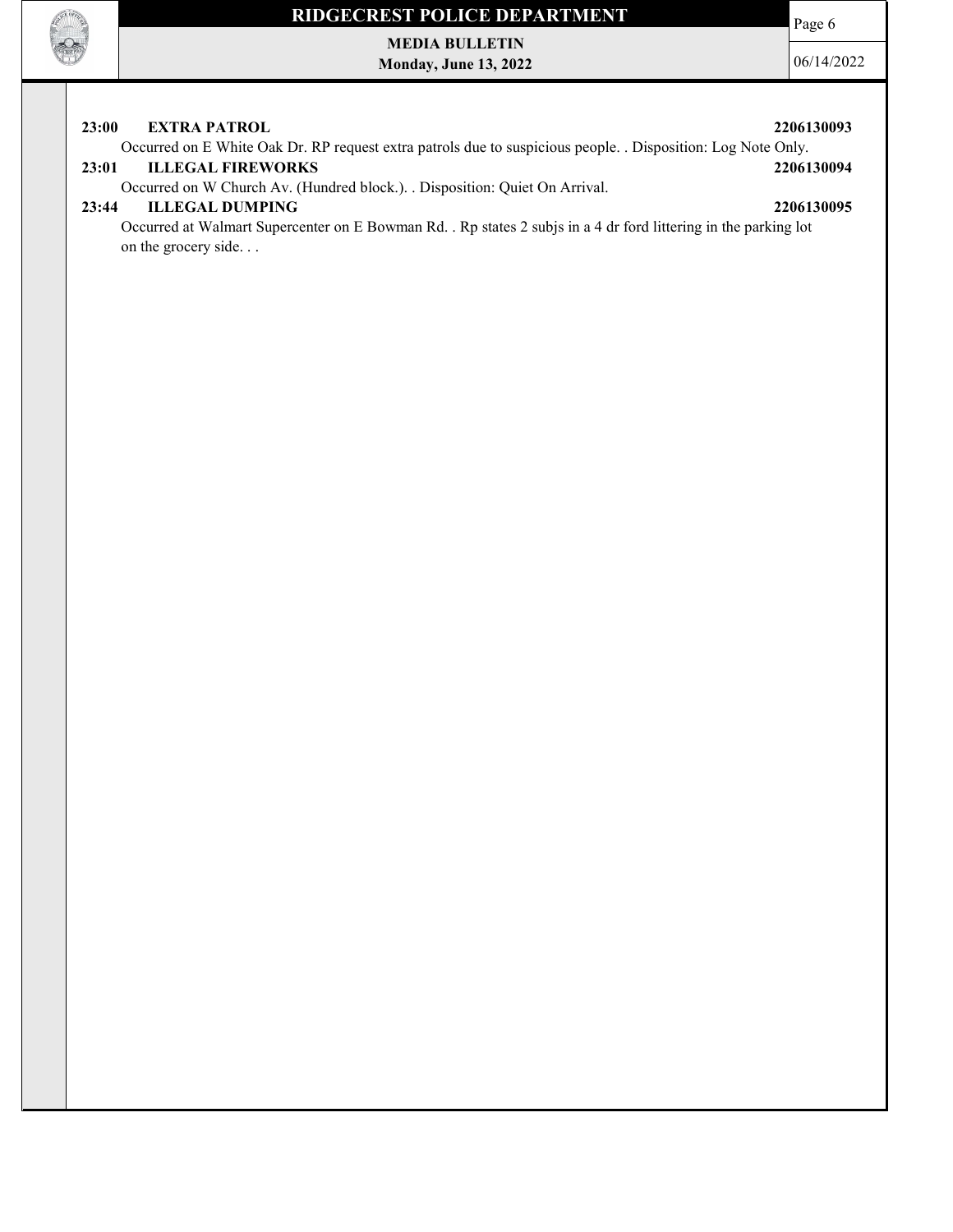**23:00 EXTRA PATROL 2206130093**

Occurred on E White Oak Dr. RP request extra patrols due to suspicious people. . Disposition: Log Note Only.

**23:01 ILLEGAL FIREWORKS 2206130094**

Occurred on W Church Av. (Hundred block.). . Disposition: Quiet On Arrival.

**23:44 ILLEGAL DUMPING 2206130095**

Occurred at Walmart Supercenter on E Bowman Rd. . Rp states 2 subjs in a 4 dr ford littering in the parking lot on the grocery side. . .